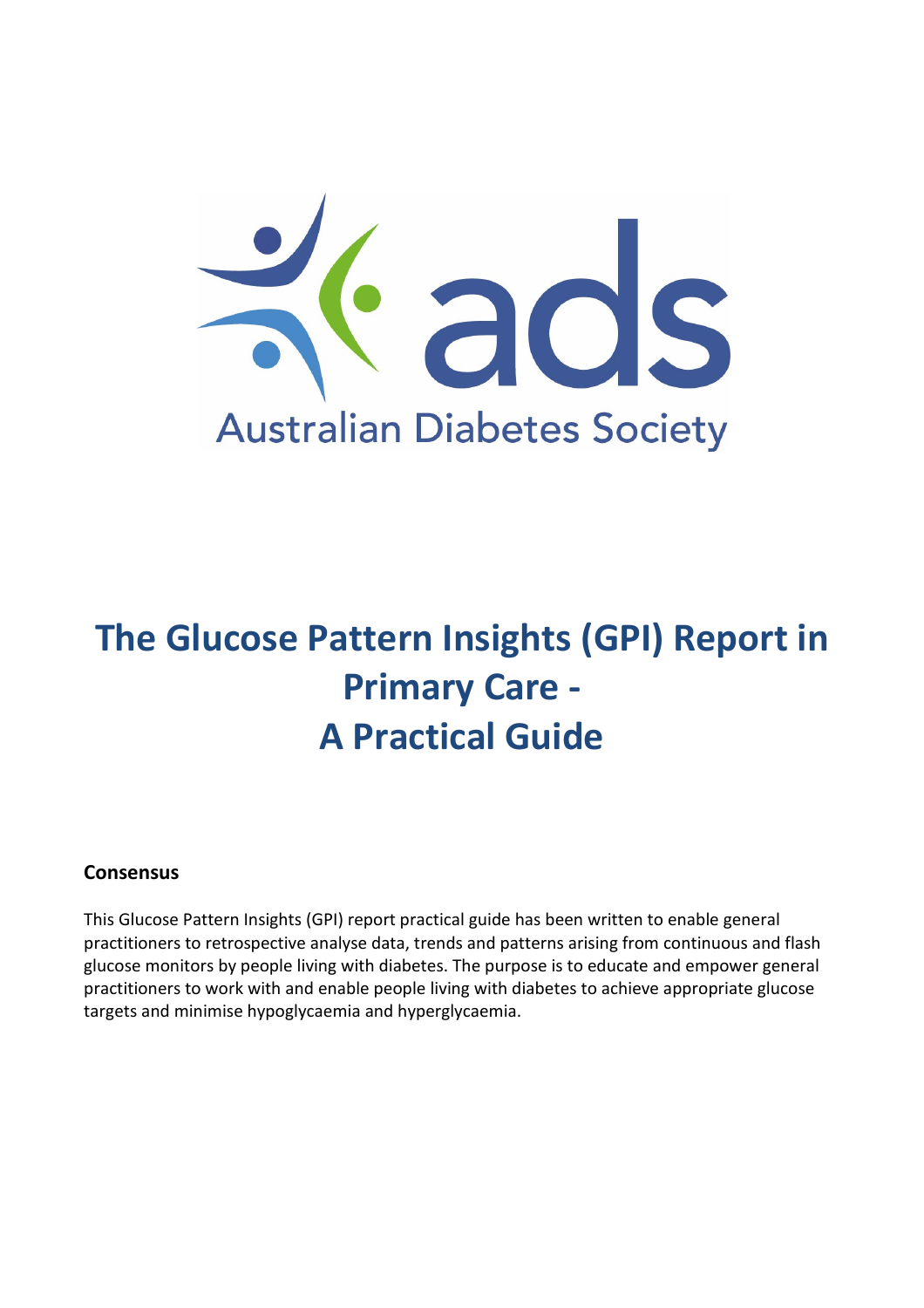ads

Australian Diabetes Society

# The Glucose Pattern Insights (GPI) Report in Primary Care - A Practical Guide

## Consensus

This Glucose Pattern Insights (GPI) report practical guide has been written to enable general practitioners to retrospective analyse data, trends and patterns arising from continuous and flash glucose monitors by people living with diabetes. The purpose is to educate and empower general practitioners to work with and enable people living with diabetes to achieve appropriate glucose targets and minimise hypoglycaemia and hyperglycaemia.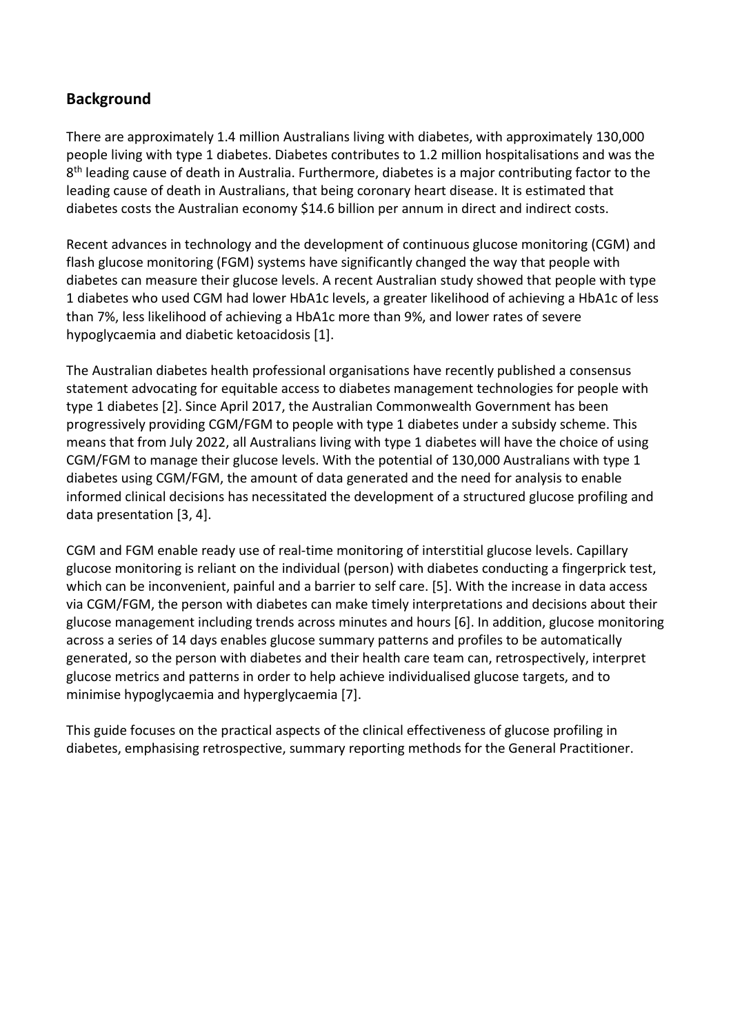## Background

There are approximately 1.4 million Australians living with diabetes, with approximately 130,000 people living with type 1 diabetes. Diabetes contributes to 1.2 million hospitalisations and was the 8th leading cause of death in Australia. Furthermore, diabetes is a major contributing factor to the leading cause of death in Australians, that being coronary heart disease. It is estimated that diabetes costs the Australian economy $14.6 billion per annum in direct and indirect costs.

Recent advances in technology and the development of continuous glucose monitoring (CGM) and flash glucose monitoring (FGM) systems have significantly changed the way that people with diabetes can measure their glucose levels. A recent Australian study showed that people with type 1 diabetes who used CGM had lower HbA1c levels, a greater likelihood of achieving a HbA1c of less than 7%, less likelihood of achieving a HbA1c more than 9%, and lower rates of severe hypoglycaemia and diabetic ketoacidosis [1].

The Australian diabetes health professional organisations have recently published a consensus statement advocating for equitable access to diabetes management technologies for people with type 1 diabetes [2]. Since April 2017, the Australian Commonwealth Government has been progressively providing CGM/FGM to people with type 1 diabetes under a subsidy scheme. This means that from July 2022, all Australians living with type 1 diabetes will have the choice of using CGM/FGM to manage their glucose levels. With the potential of 130,000 Australians with type 1 diabetes using CGM/FGM, the amount of data generated and the need for analysis to enable informed clinical decisions has necessitated the development of a structured glucose profiling and data presentation [3, 4].

CGM and FGM enable ready use of real-time monitoring of interstitial glucose levels. Capillary glucose monitoring is reliant on the individual (person) with diabetes conducting a fingerprick test, which can be inconvenient, painful and a barrier to self care. [5]. With the increase in data access via CGM/FGM, the person with diabetes can make timely interpretations and decisions about their glucose management including trends across minutes and hours [6]. In addition, glucose monitoring across a series of 14 days enables glucose summary patterns and profiles to be automatically generated, so the person with diabetes and their health care team can, retrospectively, interpret glucose metrics and patterns in order to help achieve individualised glucose targets, and to minimise hypoglycaemia and hyperglycaemia [7].

This guide focuses on the practical aspects of the clinical effectiveness of glucose profiling in diabetes, emphasising retrospective, summary reporting methods for the General Practitioner.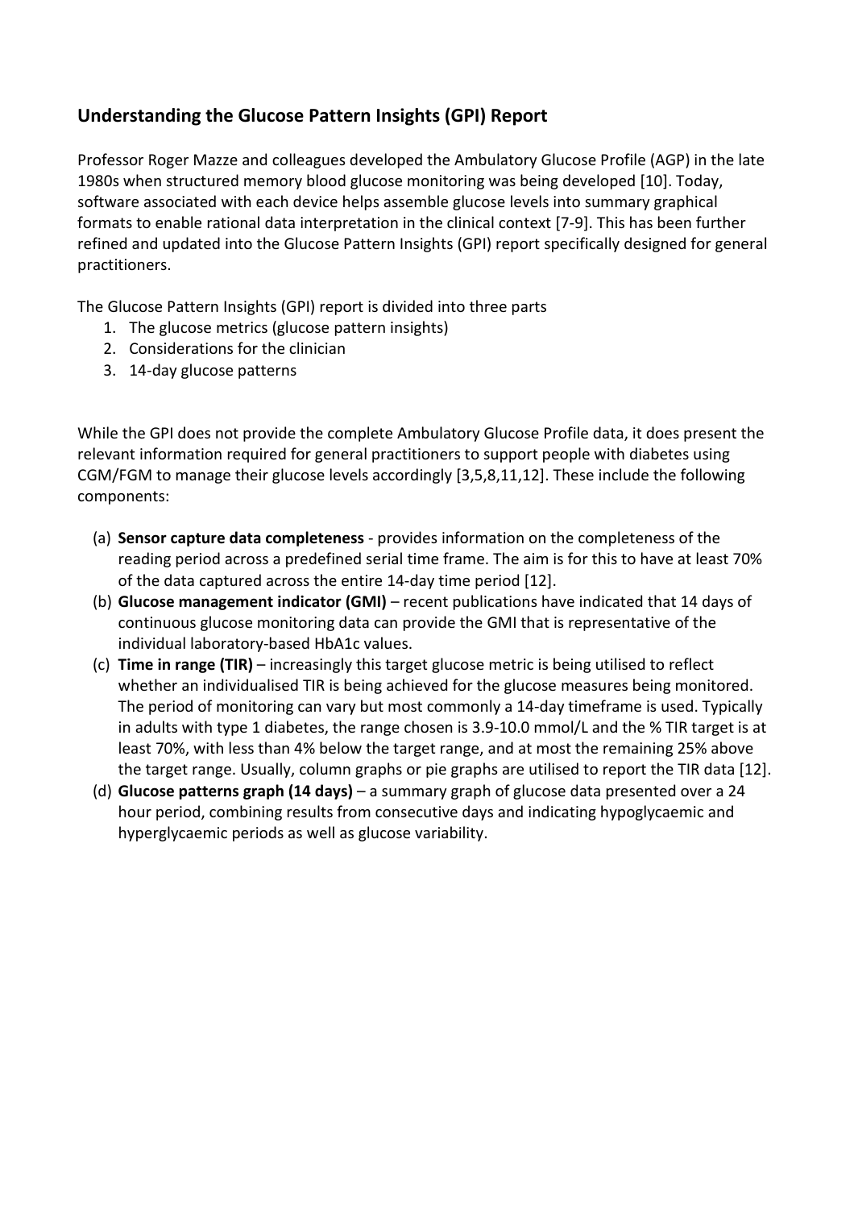## Understanding the Glucose Pattern Insights (GPI) Report

Professor Roger Mazze and colleagues developed the Ambulatory Glucose Profile (AGP) in the late 1980s when structured memory blood glucose monitoring was being developed [10]. Today, software associated with each device helps assemble glucose levels into summary graphical formats to enable rational data interpretation in the clinical context [7-9]. This has been further refined and updated into the Glucose Pattern Insights (GPI) report specifically designed for general practitioners.

The Glucose Pattern Insights (GPI) report is divided into three parts

1. The glucose metrics (glucose pattern insights)
2. Considerations for the clinician
3. 14-day glucose patterns

While the GPI does not provide the complete Ambulatory Glucose Profile data, it does present the relevant information required for general practitioners to support people with diabetes using CGM/FGM to manage their glucose levels accordingly [3,5,8,11,12]. These include the following components:

(a) **Sensor capture data completeness** - provides information on the completeness of the reading period across a predefined serial time frame. The aim is for this to have at least 70% of the data captured across the entire 14-day time period [12].

(b) **Glucose management indicator (GMI)** – recent publications have indicated that 14 days of continuous glucose monitoring data can provide the GMI that is representative of the individual laboratory-based HbA1c values.

(c) **Time in range (TIR)** – increasingly this target glucose metric is being utilised to reflect whether an individualised TIR is being achieved for the glucose measures being monitored. The period of monitoring can vary but most commonly a 14-day timeframe is used. Typically in adults with type 1 diabetes, the range chosen is 3.9-10.0 mmol/L and the % TIR target is at least 70%, with less than 4% below the target range, and at most the remaining 25% above the target range. Usually, column graphs or pie graphs are utilised to report the TIR data [12].

(d) **Glucose patterns graph (14 days)** – a summary graph of glucose data presented over a 24 hour period, combining results from consecutive days and indicating hypoglycaemic and hyperglycaemic periods as well as glucose variability.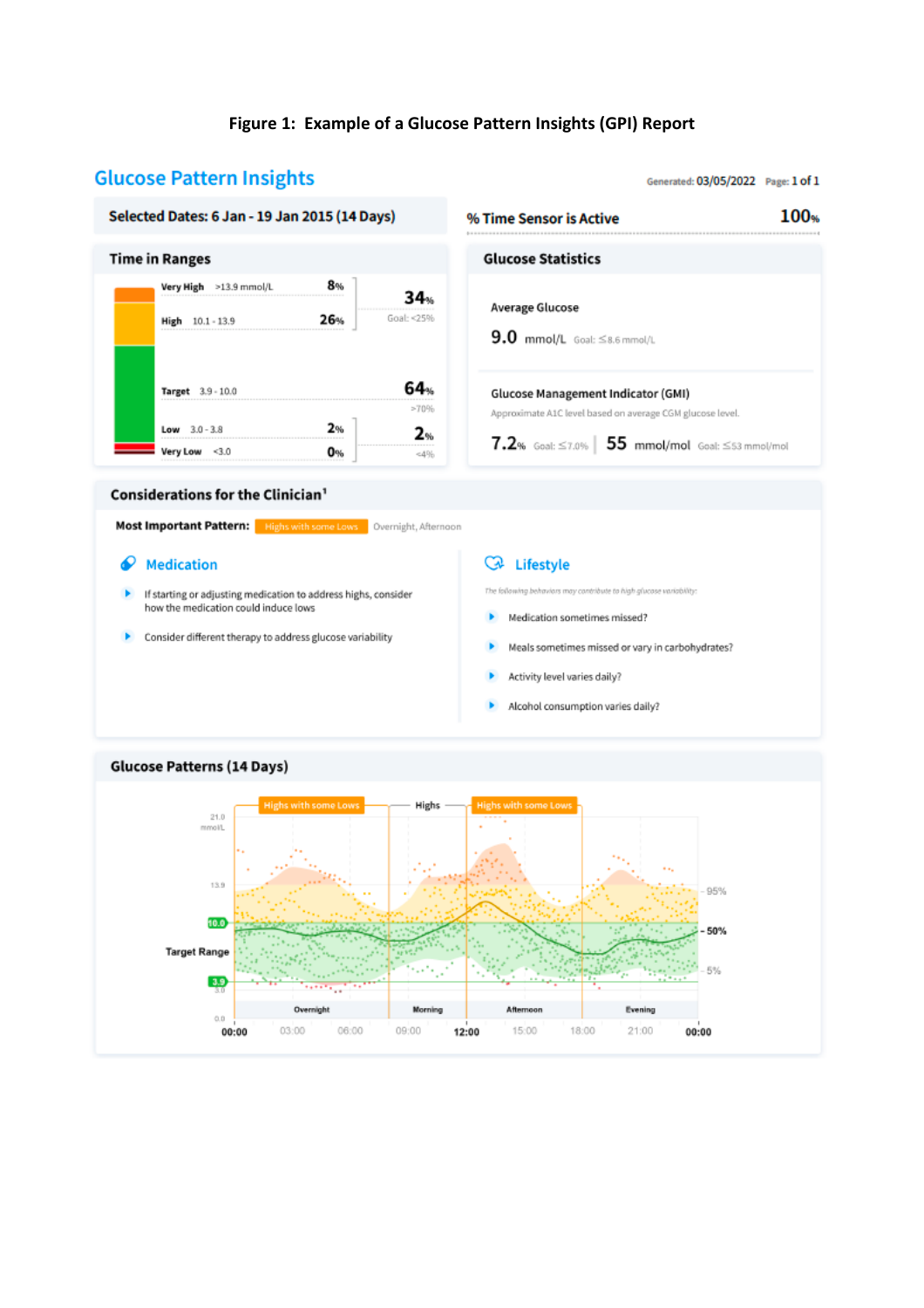**Figure 1: Example of a Glucose Pattern Insights (GPI) Report**

## Glucose Pattern Insights

Generated: 03/05/2022 Page: 1 of 1

**Selected Dates: 6 Jan - 19 Jan 2015 (14 Days)**

**% Time Sensor is Active** 100%

### Time in Ranges

| Range | | % | Combined | Goal |
|---|---|---|---|---|
| Very High | >13.9 mmol/L | 8% | 34% | Goal: <25% |
| High | 10.1 - 13.9 | 26% | | |
| Target | 3.9 - 10.0 | 64% | 64% | >70% |
| Low | 3.0 - 3.8 | 2% | 2% | <4% |
| Very Low | <3.0 | 0% | | |

### Glucose Statistics

Average Glucose

9.0 mmol/L Goal: ≤8.6 mmol/L

Glucose Management Indicator (GMI)

Approximate A1C level based on average CGM glucose level.

7.2% Goal: ≤7.0% | 55 mmol/mol Goal: ≤53 mmol/mol

### Considerations for the Clinician[1]

**Most Important Pattern:** Highs with some Lows Overnight, Afternoon

**Medication**

- If starting or adjusting medication to address highs, consider how the medication could induce lows
- Consider different therapy to address glucose variability

**Lifestyle**

*The following behaviors may contribute to high glucose variability:*

- Medication sometimes missed?
- Meals sometimes missed or vary in carbohydrates?
- Activity level varies daily?
- Alcohol consumption varies daily?

### Glucose Patterns (14 Days)

Highs with some Lows — Highs — Highs with some Lows

21.0 mmol/L, 13.9, 10.0, Target Range, 3.9, 3.0, 0.0

95%, 50%, 5%

Overnight, Morning, Afternoon, Evening

00:00, 03:00, 06:00, 09:00, 12:00, 15:00, 18:00, 21:00, 00:00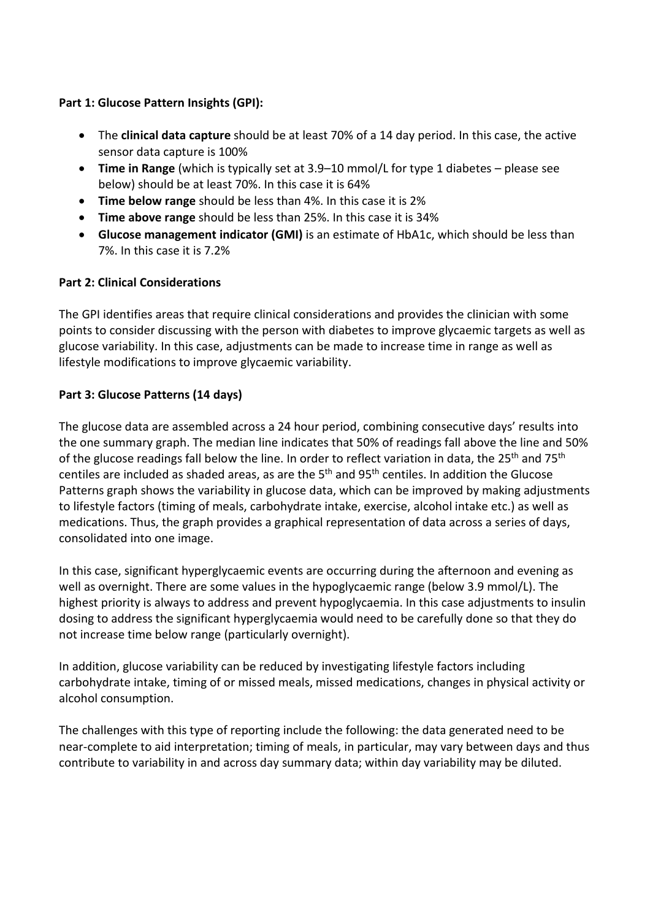**Part 1: Glucose Pattern Insights (GPI):**

- The **clinical data capture** should be at least 70% of a 14 day period. In this case, the active sensor data capture is 100%
- **Time in Range** (which is typically set at 3.9–10 mmol/L for type 1 diabetes – please see below) should be at least 70%. In this case it is 64%
- **Time below range** should be less than 4%. In this case it is 2%
- **Time above range** should be less than 25%. In this case it is 34%
- **Glucose management indicator (GMI)** is an estimate of HbA1c, which should be less than 7%. In this case it is 7.2%

**Part 2: Clinical Considerations**

The GPI identifies areas that require clinical considerations and provides the clinician with some points to consider discussing with the person with diabetes to improve glycaemic targets as well as glucose variability. In this case, adjustments can be made to increase time in range as well as lifestyle modifications to improve glycaemic variability.

**Part 3: Glucose Patterns (14 days)**

The glucose data are assembled across a 24 hour period, combining consecutive days' results into the one summary graph. The median line indicates that 50% of readings fall above the line and 50% of the glucose readings fall below the line. In order to reflect variation in data, the 25th and 75th centiles are included as shaded areas, as are the 5th and 95th centiles. In addition the Glucose Patterns graph shows the variability in glucose data, which can be improved by making adjustments to lifestyle factors (timing of meals, carbohydrate intake, exercise, alcohol intake etc.) as well as medications. Thus, the graph provides a graphical representation of data across a series of days, consolidated into one image.

In this case, significant hyperglycaemic events are occurring during the afternoon and evening as well as overnight. There are some values in the hypoglycaemic range (below 3.9 mmol/L). The highest priority is always to address and prevent hypoglycaemia. In this case adjustments to insulin dosing to address the significant hyperglycaemia would need to be carefully done so that they do not increase time below range (particularly overnight).

In addition, glucose variability can be reduced by investigating lifestyle factors including carbohydrate intake, timing of or missed meals, missed medications, changes in physical activity or alcohol consumption.

The challenges with this type of reporting include the following: the data generated need to be near-complete to aid interpretation; timing of meals, in particular, may vary between days and thus contribute to variability in and across day summary data; within day variability may be diluted.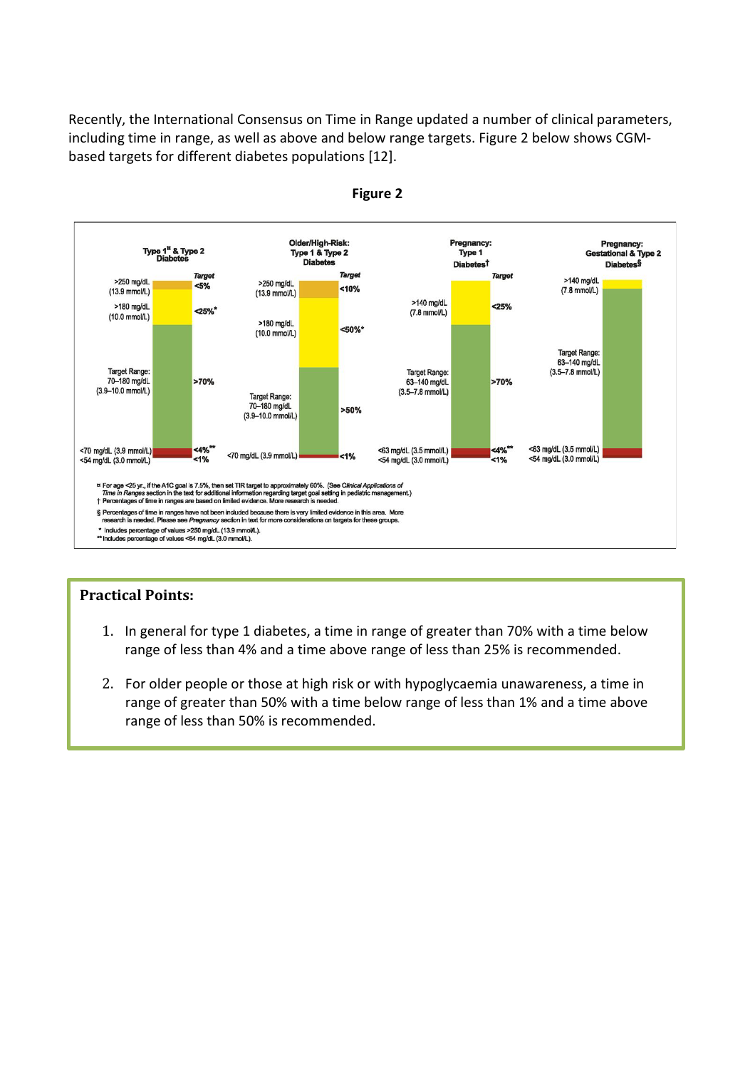Recently, the International Consensus on Time in Range updated a number of clinical parameters, including time in range, as well as above and below range targets. Figure 2 below shows CGM-based targets for different diabetes populations [12].

**Figure 2**

**Practical Points:**

1. In general for type 1 diabetes, a time in range of greater than 70% with a time below range of less than 4% and a time above range of less than 25% is recommended.
2. For older people or those at high risk or with hypoglycaemia unawareness, a time in range of greater than 50% with a time below range of less than 1% and a time above range of less than 50% is recommended.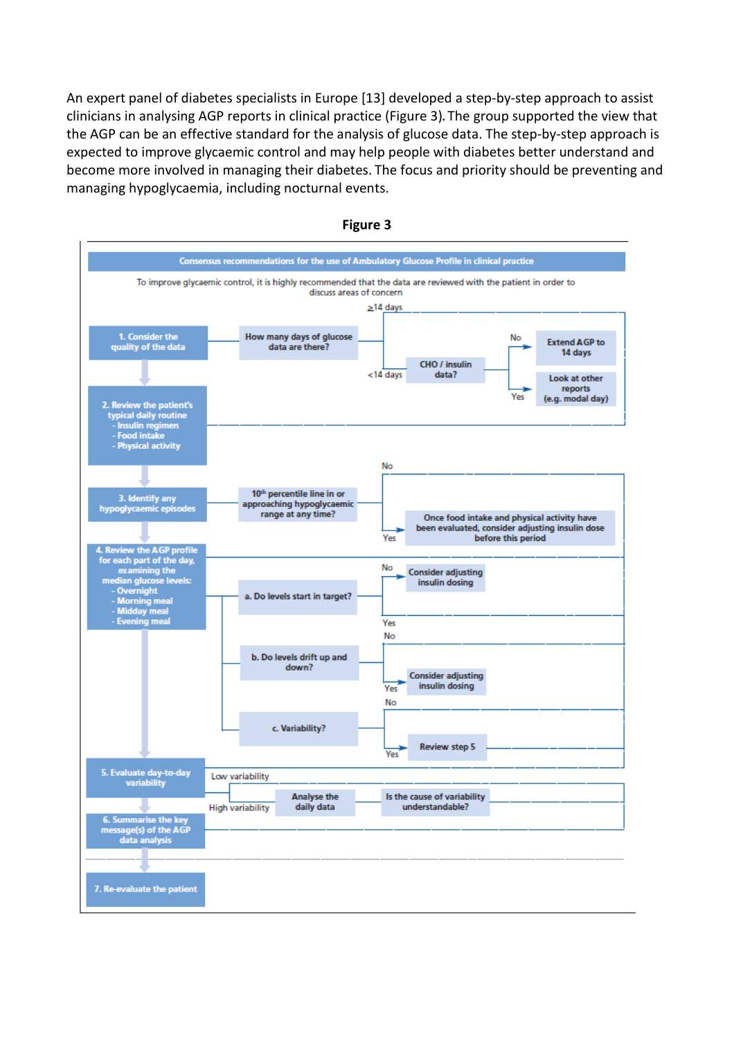An expert panel of diabetes specialists in Europe [13] developed a step-by-step approach to assist clinicians in analysing AGP reports in clinical practice (Figure 3). The group supported the view that the AGP can be an effective standard for the analysis of glucose data. The step-by-step approach is expected to improve glycaemic control and may help people with diabetes better understand and become more involved in managing their diabetes. The focus and priority should be preventing and managing hypoglycaemia, including nocturnal events.

**Figure 3**

**Consensus recommendations for the use of Ambulatory Glucose Profile in clinical practice**

To improve glycaemic control, it is highly recommended that the data are reviewed with the patient in order to discuss areas of concern

1. **Consider the quality of the data**
   - How many days of glucose data are there?
     - ≥14 days → proceed to step 2
     - <14 days → CHO / insulin data?
       - No → Extend AGP to 14 days
       - Yes → Look at other reports (e.g. modal day)
2. **Review the patient's typical daily routine**
   - Insulin regimen
   - Food intake
   - Physical activity
3. **Identify any hypoglycaemic episodes**
   - 10th percentile line in or approaching hypoglycaemic range at any time?
     - No → proceed to step 4
     - Yes → Once food intake and physical activity have been evaluated, consider adjusting insulin dose before this period
4. **Review the AGP profile for each part of the day, examining the median glucose levels:**
   - Overnight
   - Morning meal
   - Midday meal
   - Evening meal

   a. Do levels start in target?
     - No → Consider adjusting insulin dosing
     - Yes → proceed

   b. Do levels drift up and down?
     - No → proceed
     - Yes → Consider adjusting insulin dosing

   c. Variability?
     - No → proceed
     - Yes → Review step 5
5. **Evaluate day-to-day variability**
   - Low variability → proceed to step 6
   - High variability → Analyse the daily data → Is the cause of variability understandable?
6. **Summarise the key message(s) of the AGP data analysis**
7. **Re-evaluate the patient**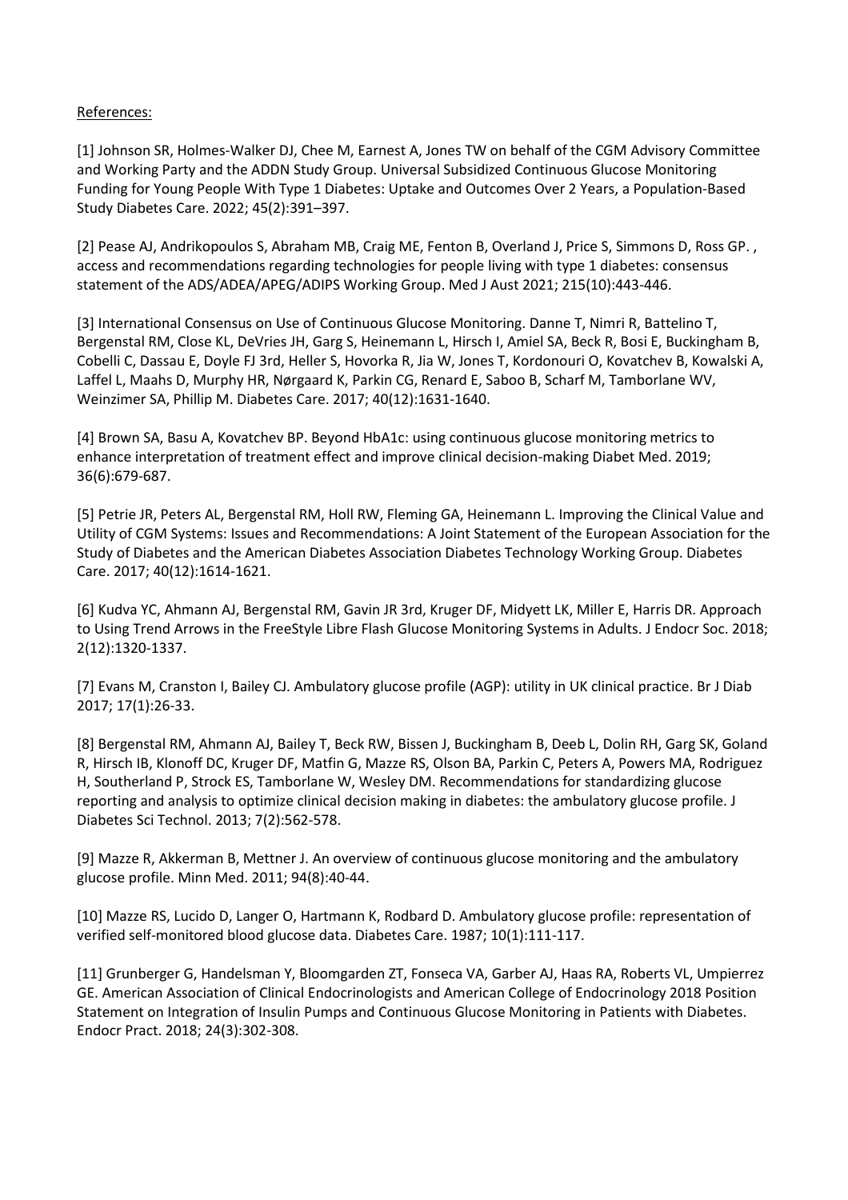References:

[1] Johnson SR, Holmes-Walker DJ, Chee M, Earnest A, Jones TW on behalf of the CGM Advisory Committee and Working Party and the ADDN Study Group. Universal Subsidized Continuous Glucose Monitoring Funding for Young People With Type 1 Diabetes: Uptake and Outcomes Over 2 Years, a Population-Based Study Diabetes Care. 2022; 45(2):391–397.

[2] Pease AJ, Andrikopoulos S, Abraham MB, Craig ME, Fenton B, Overland J, Price S, Simmons D, Ross GP. , access and recommendations regarding technologies for people living with type 1 diabetes: consensus statement of the ADS/ADEA/APEG/ADIPS Working Group. Med J Aust 2021; 215(10):443-446.

[3] International Consensus on Use of Continuous Glucose Monitoring. Danne T, Nimri R, Battelino T, Bergenstal RM, Close KL, DeVries JH, Garg S, Heinemann L, Hirsch I, Amiel SA, Beck R, Bosi E, Buckingham B, Cobelli C, Dassau E, Doyle FJ 3rd, Heller S, Hovorka R, Jia W, Jones T, Kordonouri O, Kovatchev B, Kowalski A, Laffel L, Maahs D, Murphy HR, Nørgaard K, Parkin CG, Renard E, Saboo B, Scharf M, Tamborlane WV, Weinzimer SA, Phillip M. Diabetes Care. 2017; 40(12):1631-1640.

[4] Brown SA, Basu A, Kovatchev BP. Beyond HbA1c: using continuous glucose monitoring metrics to enhance interpretation of treatment effect and improve clinical decision-making Diabet Med. 2019; 36(6):679-687.

[5] Petrie JR, Peters AL, Bergenstal RM, Holl RW, Fleming GA, Heinemann L. Improving the Clinical Value and Utility of CGM Systems: Issues and Recommendations: A Joint Statement of the European Association for the Study of Diabetes and the American Diabetes Association Diabetes Technology Working Group. Diabetes Care. 2017; 40(12):1614-1621.

[6] Kudva YC, Ahmann AJ, Bergenstal RM, Gavin JR 3rd, Kruger DF, Midyett LK, Miller E, Harris DR. Approach to Using Trend Arrows in the FreeStyle Libre Flash Glucose Monitoring Systems in Adults. J Endocr Soc. 2018; 2(12):1320-1337.

[7] Evans M, Cranston I, Bailey CJ. Ambulatory glucose profile (AGP): utility in UK clinical practice. Br J Diab 2017; 17(1):26-33.

[8] Bergenstal RM, Ahmann AJ, Bailey T, Beck RW, Bissen J, Buckingham B, Deeb L, Dolin RH, Garg SK, Goland R, Hirsch IB, Klonoff DC, Kruger DF, Matfin G, Mazze RS, Olson BA, Parkin C, Peters A, Powers MA, Rodriguez H, Southerland P, Strock ES, Tamborlane W, Wesley DM. Recommendations for standardizing glucose reporting and analysis to optimize clinical decision making in diabetes: the ambulatory glucose profile. J Diabetes Sci Technol. 2013; 7(2):562-578.

[9] Mazze R, Akkerman B, Mettner J. An overview of continuous glucose monitoring and the ambulatory glucose profile. Minn Med. 2011; 94(8):40-44.

[10] Mazze RS, Lucido D, Langer O, Hartmann K, Rodbard D. Ambulatory glucose profile: representation of verified self-monitored blood glucose data. Diabetes Care. 1987; 10(1):111-117.

[11] Grunberger G, Handelsman Y, Bloomgarden ZT, Fonseca VA, Garber AJ, Haas RA, Roberts VL, Umpierrez GE. American Association of Clinical Endocrinologists and American College of Endocrinology 2018 Position Statement on Integration of Insulin Pumps and Continuous Glucose Monitoring in Patients with Diabetes. Endocr Pract. 2018; 24(3):302-308.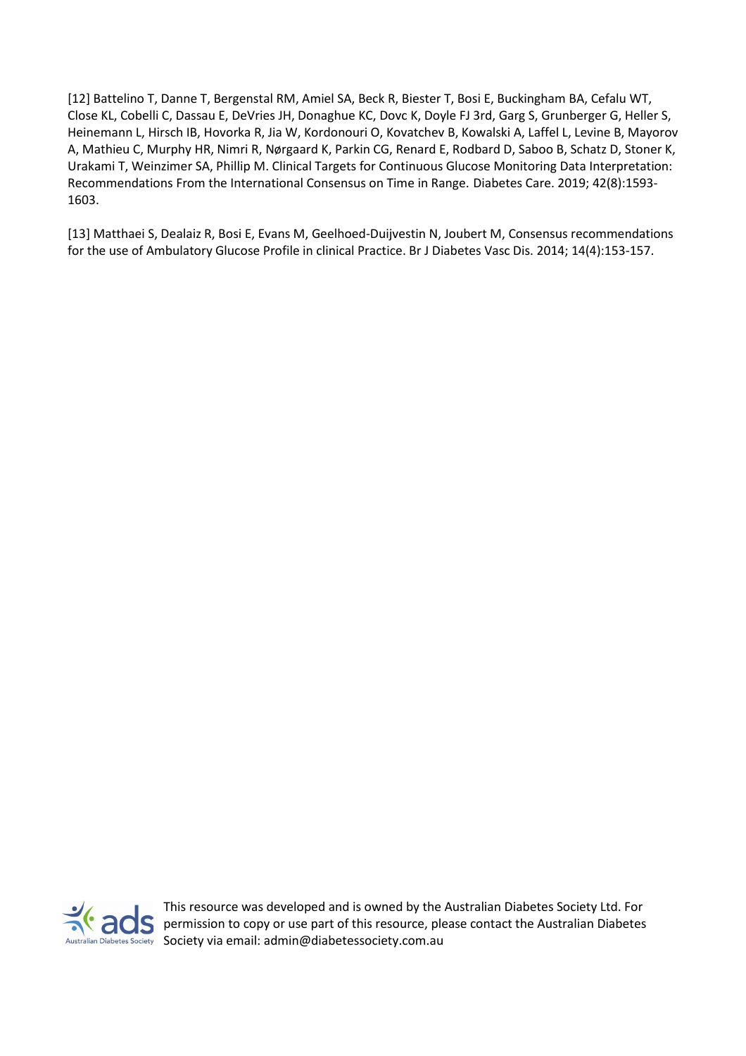[12] Battelino T, Danne T, Bergenstal RM, Amiel SA, Beck R, Biester T, Bosi E, Buckingham BA, Cefalu WT, Close KL, Cobelli C, Dassau E, DeVries JH, Donaghue KC, Dovc K, Doyle FJ 3rd, Garg S, Grunberger G, Heller S, Heinemann L, Hirsch IB, Hovorka R, Jia W, Kordonouri O, Kovatchev B, Kowalski A, Laffel L, Levine B, Mayorov A, Mathieu C, Murphy HR, Nimri R, Nørgaard K, Parkin CG, Renard E, Rodbard D, Saboo B, Schatz D, Stoner K, Urakami T, Weinzimer SA, Phillip M. Clinical Targets for Continuous Glucose Monitoring Data Interpretation: Recommendations From the International Consensus on Time in Range. Diabetes Care. 2019; 42(8):1593-1603.

[13] Matthaei S, Dealaiz R, Bosi E, Evans M, Geelhoed-Duijvestin N, Joubert M, Consensus recommendations for the use of Ambulatory Glucose Profile in clinical Practice. Br J Diabetes Vasc Dis. 2014; 14(4):153-157.

This resource was developed and is owned by the Australian Diabetes Society Ltd. For permission to copy or use part of this resource, please contact the Australian Diabetes Society via email: admin@diabetessociety.com.au